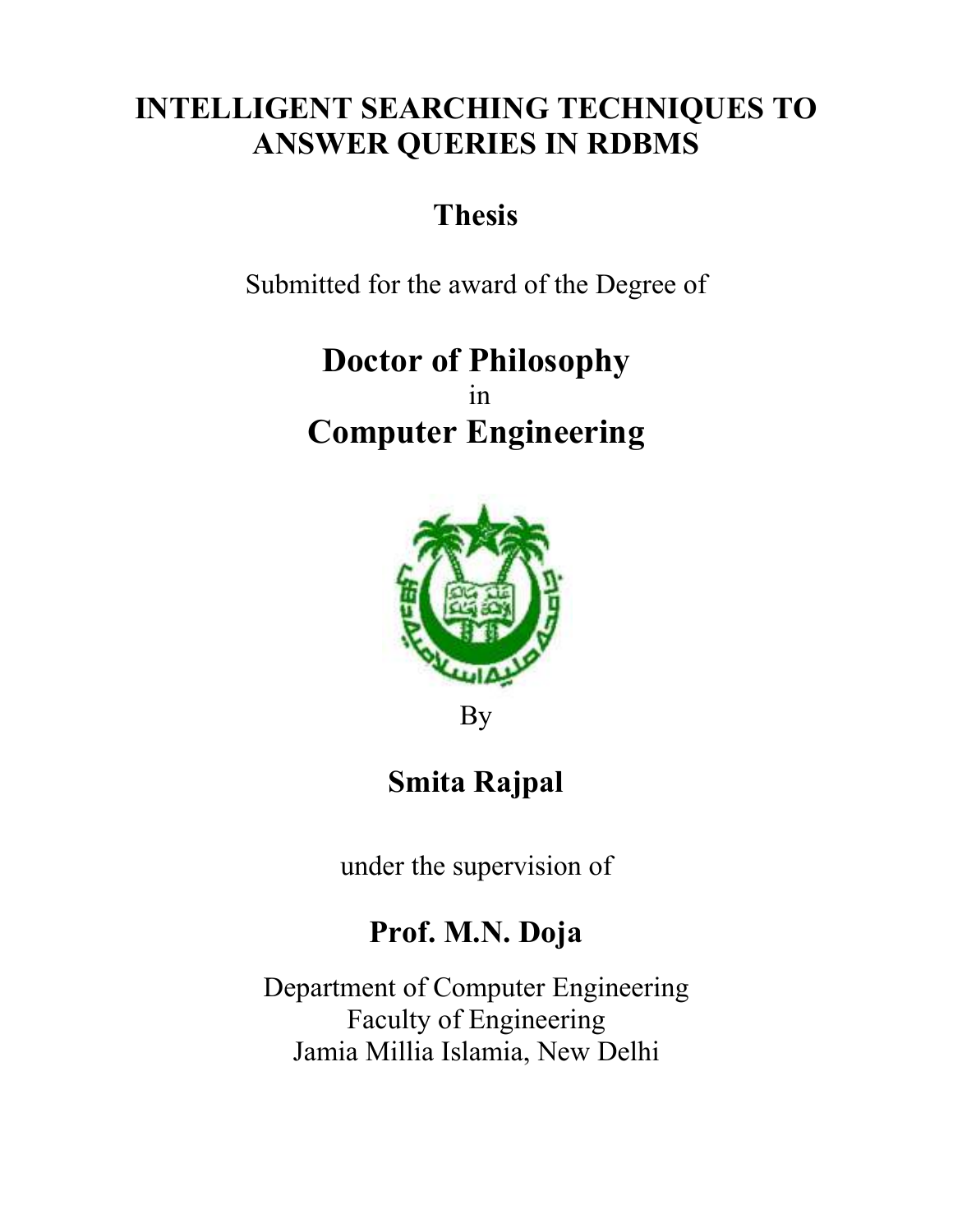# INTELLIGENT SEARCHING TECHNIQUES TO ANSWER QUERIES IN RDBMS

## Thesis

Submitted for the award of the Degree of

## Doctor of Philosophy
in
## Computer Engineering

By

## Smita Rajpal

under the supervision of

## Prof. M.N. Doja

Department of Computer Engineering
Faculty of Engineering
Jamia Millia Islamia, New Delhi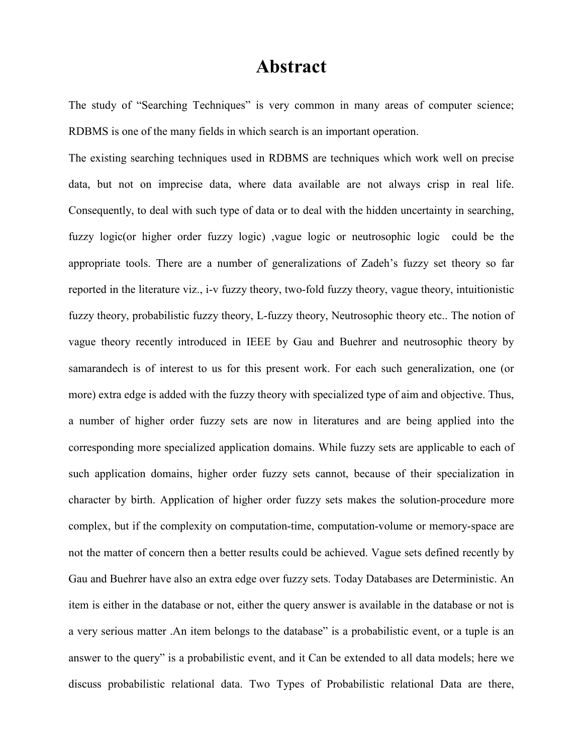# Abstract

The study of "Searching Techniques" is very common in many areas of computer science; RDBMS is one of the many fields in which search is an important operation.

The existing searching techniques used in RDBMS are techniques which work well on precise data, but not on imprecise data, where data available are not always crisp in real life. Consequently, to deal with such type of data or to deal with the hidden uncertainty in searching, fuzzy logic(or higher order fuzzy logic) ,vague logic or neutrosophic logic  could be the appropriate tools. There are a number of generalizations of Zadeh's fuzzy set theory so far reported in the literature viz., i-v fuzzy theory, two-fold fuzzy theory, vague theory, intuitionistic fuzzy theory, probabilistic fuzzy theory, L-fuzzy theory, Neutrosophic theory etc.. The notion of vague theory recently introduced in IEEE by Gau and Buehrer and neutrosophic theory by samarandech is of interest to us for this present work. For each such generalization, one (or more) extra edge is added with the fuzzy theory with specialized type of aim and objective. Thus, a number of higher order fuzzy sets are now in literatures and are being applied into the corresponding more specialized application domains. While fuzzy sets are applicable to each of such application domains, higher order fuzzy sets cannot, because of their specialization in character by birth. Application of higher order fuzzy sets makes the solution-procedure more complex, but if the complexity on computation-time, computation-volume or memory-space are not the matter of concern then a better results could be achieved. Vague sets defined recently by Gau and Buehrer have also an extra edge over fuzzy sets. Today Databases are Deterministic. An item is either in the database or not, either the query answer is available in the database or not is a very serious matter .An item belongs to the database" is a probabilistic event, or a tuple is an answer to the query" is a probabilistic event, and it Can be extended to all data models; here we discuss probabilistic relational data. Two Types of Probabilistic relational Data are there,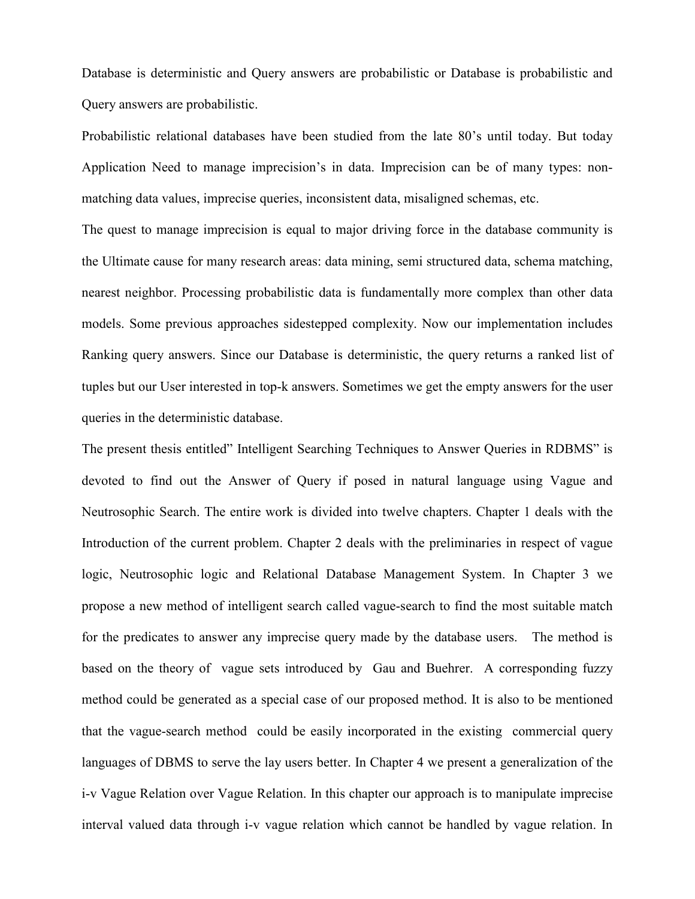Database is deterministic and Query answers are probabilistic or Database is probabilistic and Query answers are probabilistic.

Probabilistic relational databases have been studied from the late 80's until today. But today Application Need to manage imprecision's in data. Imprecision can be of many types: non-matching data values, imprecise queries, inconsistent data, misaligned schemas, etc.

The quest to manage imprecision is equal to major driving force in the database community is the Ultimate cause for many research areas: data mining, semi structured data, schema matching, nearest neighbor. Processing probabilistic data is fundamentally more complex than other data models. Some previous approaches sidestepped complexity. Now our implementation includes Ranking query answers. Since our Database is deterministic, the query returns a ranked list of tuples but our User interested in top-k answers. Sometimes we get the empty answers for the user queries in the deterministic database.

The present thesis entitled" Intelligent Searching Techniques to Answer Queries in RDBMS" is devoted to find out the Answer of Query if posed in natural language using Vague and Neutrosophic Search. The entire work is divided into twelve chapters. Chapter 1 deals with the Introduction of the current problem. Chapter 2 deals with the preliminaries in respect of vague logic, Neutrosophic logic and Relational Database Management System. In Chapter 3 we propose a new method of intelligent search called vague-search to find the most suitable match for the predicates to answer any imprecise query made by the database users. The method is based on the theory of vague sets introduced by Gau and Buehrer. A corresponding fuzzy method could be generated as a special case of our proposed method. It is also to be mentioned that the vague-search method could be easily incorporated in the existing commercial query languages of DBMS to serve the lay users better. In Chapter 4 we present a generalization of the i-v Vague Relation over Vague Relation. In this chapter our approach is to manipulate imprecise interval valued data through i-v vague relation which cannot be handled by vague relation. In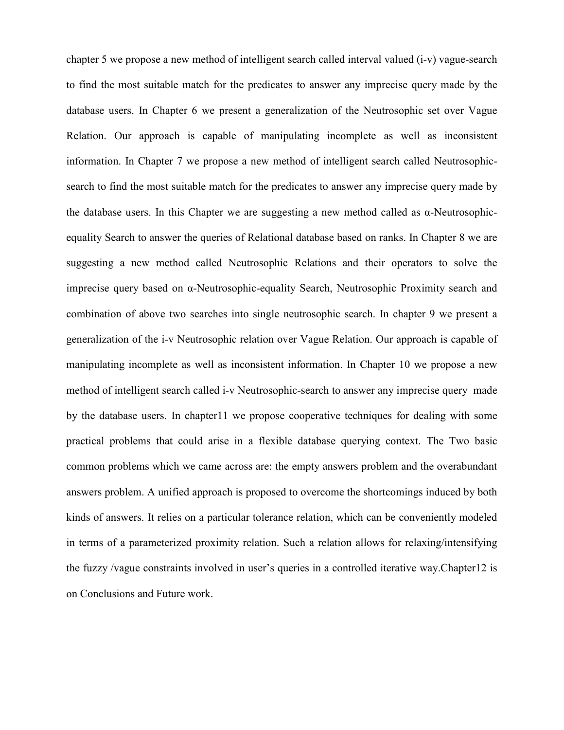chapter 5 we propose a new method of intelligent search called interval valued (i-v) vague-search to find the most suitable match for the predicates to answer any imprecise query made by the database users. In Chapter 6 we present a generalization of the Neutrosophic set over Vague Relation. Our approach is capable of manipulating incomplete as well as inconsistent information. In Chapter 7 we propose a new method of intelligent search called Neutrosophic-search to find the most suitable match for the predicates to answer any imprecise query made by the database users. In this Chapter we are suggesting a new method called as α-Neutrosophic-equality Search to answer the queries of Relational database based on ranks. In Chapter 8 we are suggesting a new method called Neutrosophic Relations and their operators to solve the imprecise query based on α-Neutrosophic-equality Search, Neutrosophic Proximity search and combination of above two searches into single neutrosophic search. In chapter 9 we present a generalization of the i-v Neutrosophic relation over Vague Relation. Our approach is capable of manipulating incomplete as well as inconsistent information. In Chapter 10 we propose a new method of intelligent search called i-v Neutrosophic-search to answer any imprecise query made by the database users. In chapter11 we propose cooperative techniques for dealing with some practical problems that could arise in a flexible database querying context. The Two basic common problems which we came across are: the empty answers problem and the overabundant answers problem. A unified approach is proposed to overcome the shortcomings induced by both kinds of answers. It relies on a particular tolerance relation, which can be conveniently modeled in terms of a parameterized proximity relation. Such a relation allows for relaxing/intensifying the fuzzy /vague constraints involved in user's queries in a controlled iterative way.Chapter12 is on Conclusions and Future work.